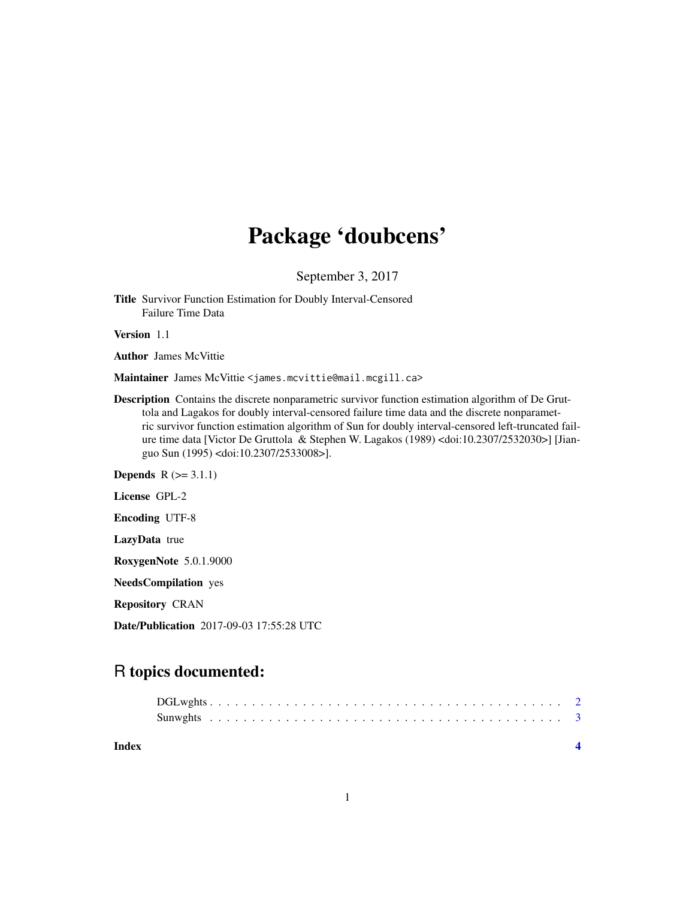# Package 'doubcens'

September 3, 2017

**Title** Survivor Function Estimation for Doubly Interval-Censored Failure Time Data

**Version** 1.1

**Author** James McVittie

**Maintainer** James McVittie <james.mcvittie@mail.mcgill.ca>

**Description** Contains the discrete nonparametric survivor function estimation algorithm of De Gruttola and Lagakos for doubly interval-censored failure time data and the discrete nonparametric survivor function estimation algorithm of Sun for doubly interval-censored left-truncated failure time data [Victor De Gruttola & Stephen W. Lagakos (1989) <doi:10.2307/2532030>] [Jianguo Sun (1995) <doi:10.2307/2533008>].

**Depends** R (>= 3.1.1)

**License** GPL-2

**Encoding** UTF-8

**LazyData** true

**RoxygenNote** 5.0.1.9000

**NeedsCompilation** yes

**Repository** CRAN

**Date/Publication** 2017-09-03 17:55:28 UTC

## R topics documented:

DGLwghts . . . . . . . . . . . . . . . . . . . . . . . . . . . . . . . . . . . . . . . . . 2
Sunwghts . . . . . . . . . . . . . . . . . . . . . . . . . . . . . . . . . . . . . . . . . 3

**Index** **4**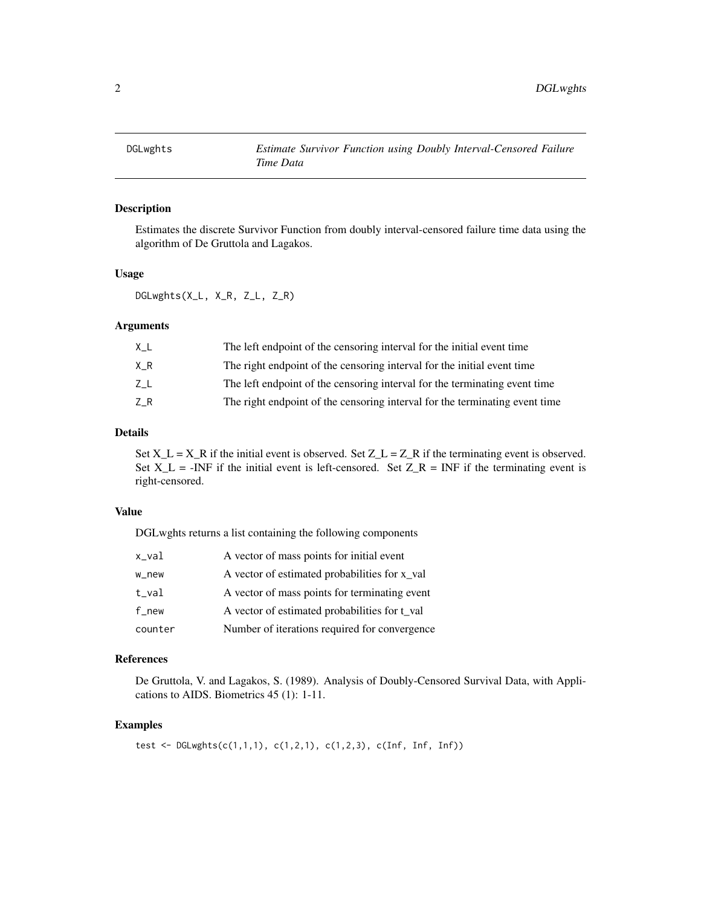# DGLwghts — Estimate Survivor Function using Doubly Interval-Censored Failure Time Data

## Description

Estimates the discrete Survivor Function from doubly interval-censored failure time data using the algorithm of De Gruttola and Lagakos.

## Usage

```
DGLwghts(X_L, X_R, Z_L, Z_R)
```

## Arguments

| | |
|---|---|
| X_L | The left endpoint of the censoring interval for the initial event time |
| X_R | The right endpoint of the censoring interval for the initial event time |
| Z_L | The left endpoint of the censoring interval for the terminating event time |
| Z_R | The right endpoint of the censoring interval for the terminating event time |

## Details

Set X_L = X_R if the initial event is observed. Set Z_L = Z_R if the terminating event is observed. Set X_L = -INF if the initial event is left-censored. Set Z_R = INF if the terminating event is right-censored.

## Value

DGLwghts returns a list containing the following components

| | |
|---|---|
| x_val | A vector of mass points for initial event |
| w_new | A vector of estimated probabilities for x_val |
| t_val | A vector of mass points for terminating event |
| f_new | A vector of estimated probabilities for t_val |
| counter | Number of iterations required for convergence |

## References

De Gruttola, V. and Lagakos, S. (1989). Analysis of Doubly-Censored Survival Data, with Applications to AIDS. Biometrics 45 (1): 1-11.

## Examples

```
test <- DGLwghts(c(1,1,1), c(1,2,1), c(1,2,3), c(Inf, Inf, Inf))
```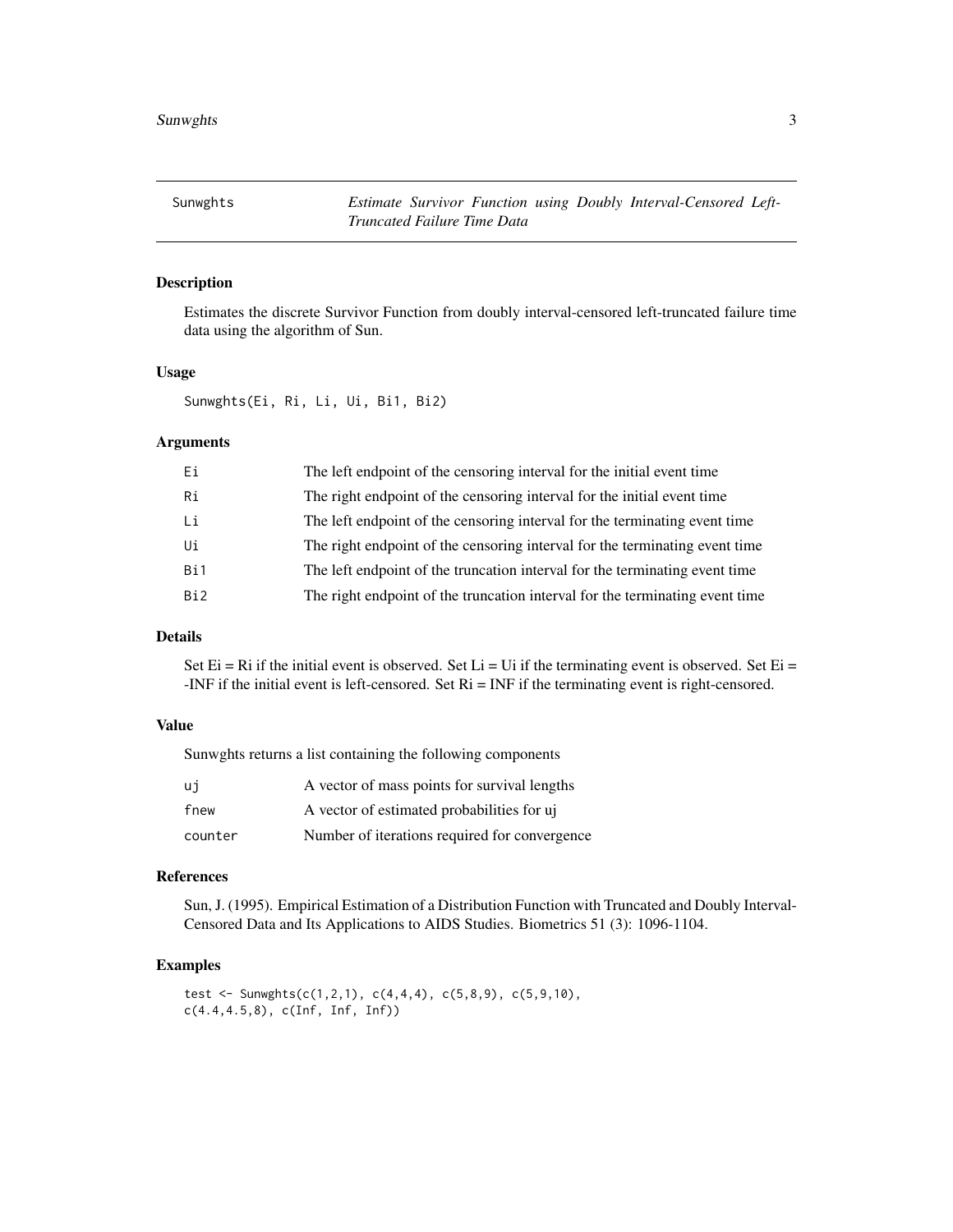Sunwghts — *Estimate Survivor Function using Doubly Interval-Censored Left-Truncated Failure Time Data*

## Description

Estimates the discrete Survivor Function from doubly interval-censored left-truncated failure time data using the algorithm of Sun.

## Usage

```
Sunwghts(Ei, Ri, Li, Ui, Bi1, Bi2)
```

## Arguments

| | |
|---|---|
| `Ei` | The left endpoint of the censoring interval for the initial event time |
| `Ri` | The right endpoint of the censoring interval for the initial event time |
| `Li` | The left endpoint of the censoring interval for the terminating event time |
| `Ui` | The right endpoint of the censoring interval for the terminating event time |
| `Bi1` | The left endpoint of the truncation interval for the terminating event time |
| `Bi2` | The right endpoint of the truncation interval for the terminating event time |

## Details

Set Ei = Ri if the initial event is observed. Set Li = Ui if the terminating event is observed. Set Ei = -INF if the initial event is left-censored. Set Ri = INF if the terminating event is right-censored.

## Value

Sunwghts returns a list containing the following components

| | |
|---|---|
| `uj` | A vector of mass points for survival lengths |
| `fnew` | A vector of estimated probabilities for uj |
| `counter` | Number of iterations required for convergence |

## References

Sun, J. (1995). Empirical Estimation of a Distribution Function with Truncated and Doubly Interval-Censored Data and Its Applications to AIDS Studies. Biometrics 51 (3): 1096-1104.

## Examples

```
test <- Sunwghts(c(1,2,1), c(4,4,4), c(5,8,9), c(5,9,10),
c(4.4,4.5,8), c(Inf, Inf, Inf))
```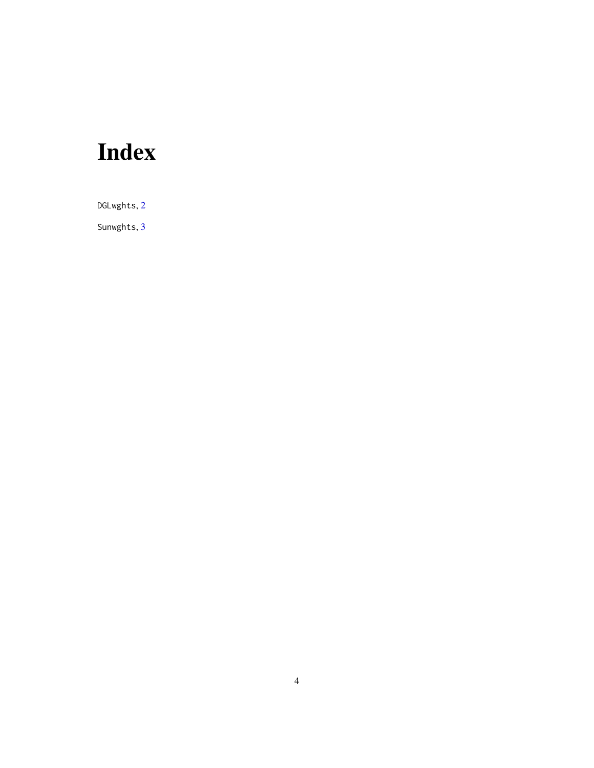# Index

`DGLwghts`, 2

`Sunwghts`, 3